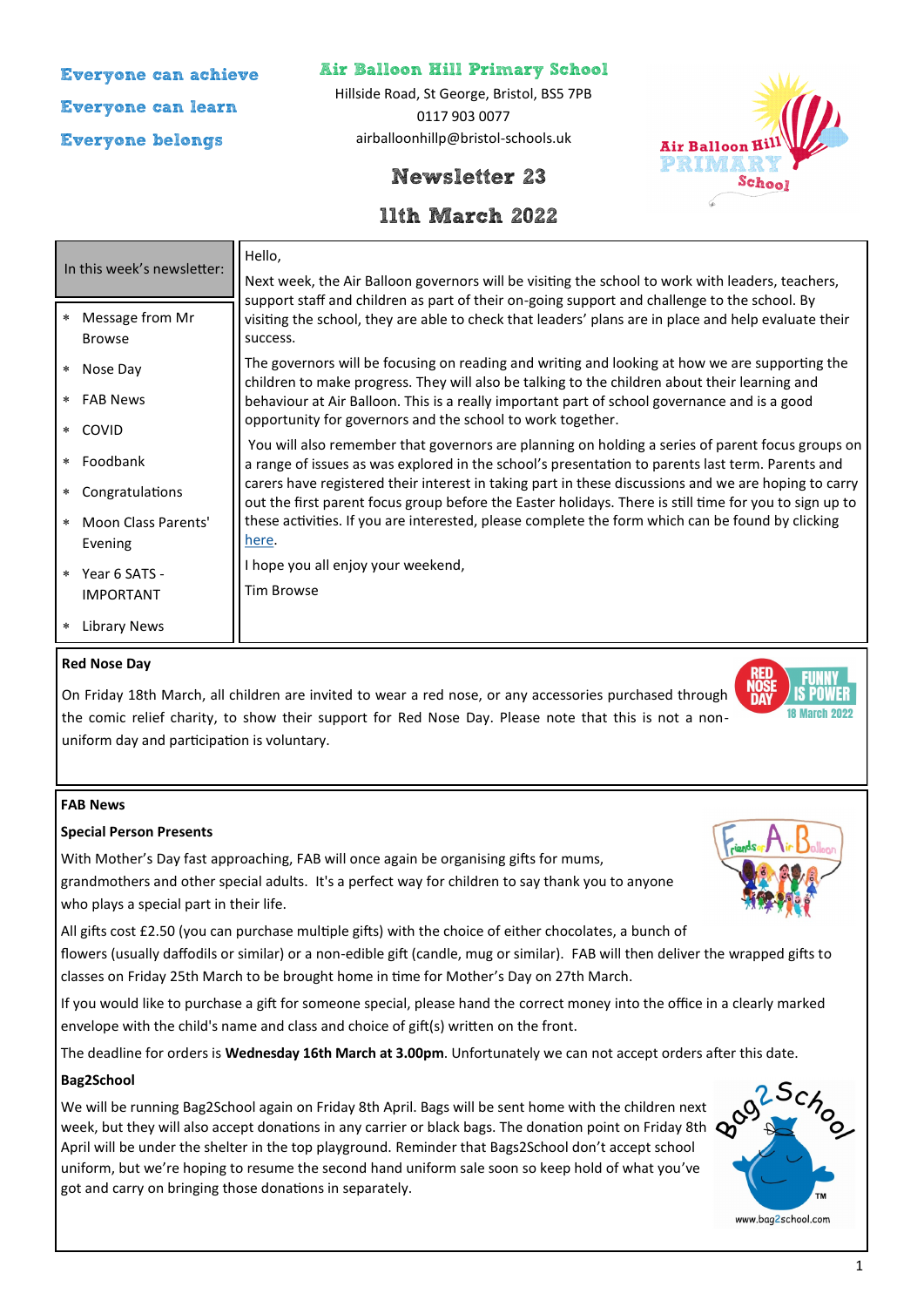Everyone can achieve

Everyone can learn

Everyone belongs

# Air Balloon Hill Primary School

Hillside Road, St George, Bristol, BS5 7PB
0117 903 0077
airballoonhillp@bristol-schools.uk

## Newsletter 23

## 11th March 2022

**In this week's newsletter:**

- Message from Mr Browse
- Nose Day
- FAB News
- COVID
- Foodbank
- Congratulations
- Moon Class Parents' Evening
- Year 6 SATS - IMPORTANT
- Library News

Hello,

Next week, the Air Balloon governors will be visiting the school to work with leaders, teachers, support staff and children as part of their on-going support and challenge to the school. By visiting the school, they are able to check that leaders' plans are in place and help evaluate their success.

The governors will be focusing on reading and writing and looking at how we are supporting the children to make progress. They will also be talking to the children about their learning and behaviour at Air Balloon. This is a really important part of school governance and is a good opportunity for governors and the school to work together.

You will also remember that governors are planning on holding a series of parent focus groups on a range of issues as was explored in the school's presentation to parents last term. Parents and carers have registered their interest in taking part in these discussions and we are hoping to carry out the first parent focus group before the Easter holidays. There is still time for you to sign up to these activities. If you are interested, please complete the form which can be found by clicking here.

I hope you all enjoy your weekend,

Tim Browse

### Red Nose Day

On Friday 18th March, all children are invited to wear a red nose, or any accessories purchased through the comic relief charity, to show their support for Red Nose Day. Please note that this is not a non-uniform day and participation is voluntary.

### FAB News

**Special Person Presents**

With Mother's Day fast approaching, FAB will once again be organising gifts for mums, grandmothers and other special adults. It's a perfect way for children to say thank you to anyone who plays a special part in their life.

All gifts cost £2.50 (you can purchase multiple gifts) with the choice of either chocolates, a bunch of flowers (usually daffodils or similar) or a non-edible gift (candle, mug or similar). FAB will then deliver the wrapped gifts to classes on Friday 25th March to be brought home in time for Mother's Day on 27th March.

If you would like to purchase a gift for someone special, please hand the correct money into the office in a clearly marked envelope with the child's name and class and choice of gift(s) written on the front.

The deadline for orders is **Wednesday 16th March at 3.00pm**. Unfortunately we can not accept orders after this date.

**Bag2School**

We will be running Bag2School again on Friday 8th April. Bags will be sent home with the children next week, but they will also accept donations in any carrier or black bags. The donation point on Friday 8th April will be under the shelter in the top playground. Reminder that Bags2School don't accept school uniform, but we're hoping to resume the second hand uniform sale soon so keep hold of what you've got and carry on bringing those donations in separately.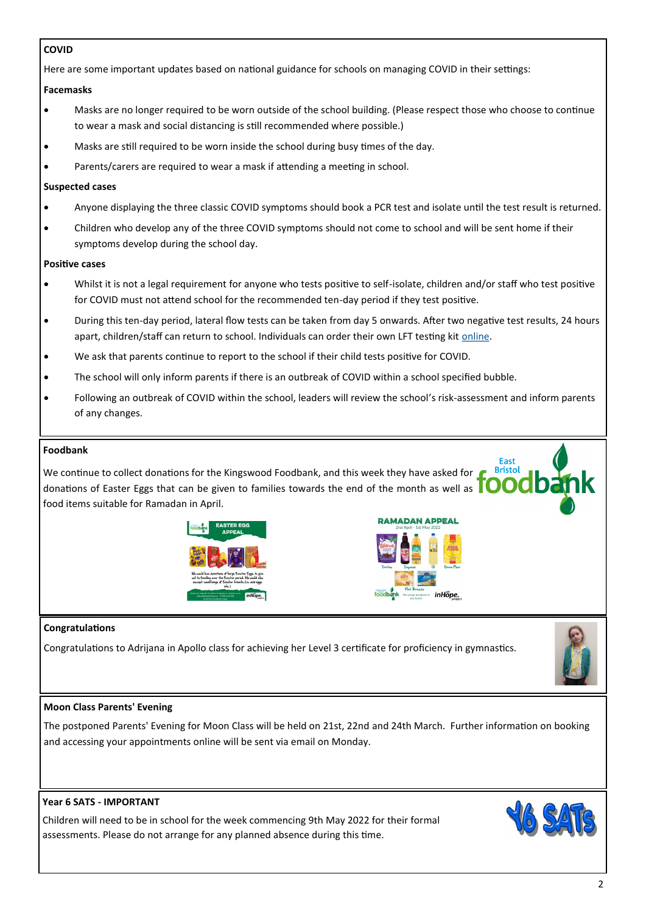## COVID

Here are some important updates based on national guidance for schools on managing COVID in their settings:

**Facemasks**

- Masks are no longer required to be worn outside of the school building. (Please respect those who choose to continue to wear a mask and social distancing is still recommended where possible.)
- Masks are still required to be worn inside the school during busy times of the day.
- Parents/carers are required to wear a mask if attending a meeting in school.

**Suspected cases**

- Anyone displaying the three classic COVID symptoms should book a PCR test and isolate until the test result is returned.
- Children who develop any of the three COVID symptoms should not come to school and will be sent home if their symptoms develop during the school day.

**Positive cases**

- Whilst it is not a legal requirement for anyone who tests positive to self-isolate, children and/or staff who test positive for COVID must not attend school for the recommended ten-day period if they test positive.
- During this ten-day period, lateral flow tests can be taken from day 5 onwards. After two negative test results, 24 hours apart, children/staff can return to school. Individuals can order their own LFT testing kit online.
- We ask that parents continue to report to the school if their child tests positive for COVID.
- The school will only inform parents if there is an outbreak of COVID within a school specified bubble.
- Following an outbreak of COVID within the school, leaders will review the school's risk-assessment and inform parents of any changes.

## Foodbank

We continue to collect donations for the Kingswood Foodbank, and this week they have asked for donations of Easter Eggs that can be given to families towards the end of the month as well as food items suitable for Ramadan in April.

## Congratulations

Congratulations to Adrijana in Apollo class for achieving her Level 3 certificate for proficiency in gymnastics.

## Moon Class Parents' Evening

The postponed Parents' Evening for Moon Class will be held on 21st, 22nd and 24th March. Further information on booking and accessing your appointments online will be sent via email on Monday.

## Year 6 SATS - IMPORTANT

Children will need to be in school for the week commencing 9th May 2022 for their formal assessments. Please do not arrange for any planned absence during this time.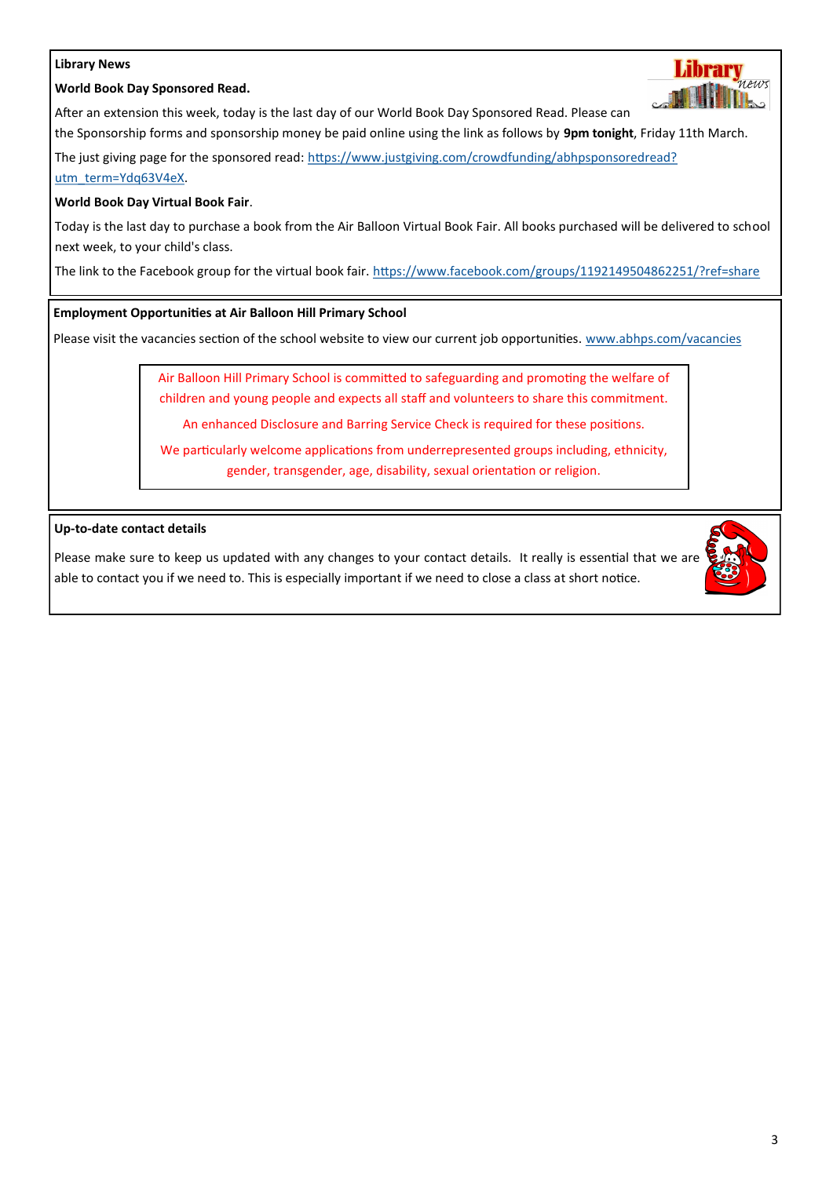**Library News**

**World Book Day Sponsored Read.**

After an extension this week, today is the last day of our World Book Day Sponsored Read. Please can the Sponsorship forms and sponsorship money be paid online using the link as follows by **9pm tonight**, Friday 11th March.

The just giving page for the sponsored read: https://www.justgiving.com/crowdfunding/abhpsponsoredread?utm_term=Ydq63V4eX.

**World Book Day Virtual Book Fair**.

Today is the last day to purchase a book from the Air Balloon Virtual Book Fair. All books purchased will be delivered to school next week, to your child's class.

The link to the Facebook group for the virtual book fair. https://www.facebook.com/groups/1192149504862251/?ref=share

**Employment Opportunities at Air Balloon Hill Primary School**

Please visit the vacancies section of the school website to view our current job opportunities. www.abhps.com/vacancies

Air Balloon Hill Primary School is committed to safeguarding and promoting the welfare of children and young people and expects all staff and volunteers to share this commitment.

An enhanced Disclosure and Barring Service Check is required for these positions.

We particularly welcome applications from underrepresented groups including, ethnicity, gender, transgender, age, disability, sexual orientation or religion.

**Up-to-date contact details**

Please make sure to keep us updated with any changes to your contact details. It really is essential that we are able to contact you if we need to. This is especially important if we need to close a class at short notice.